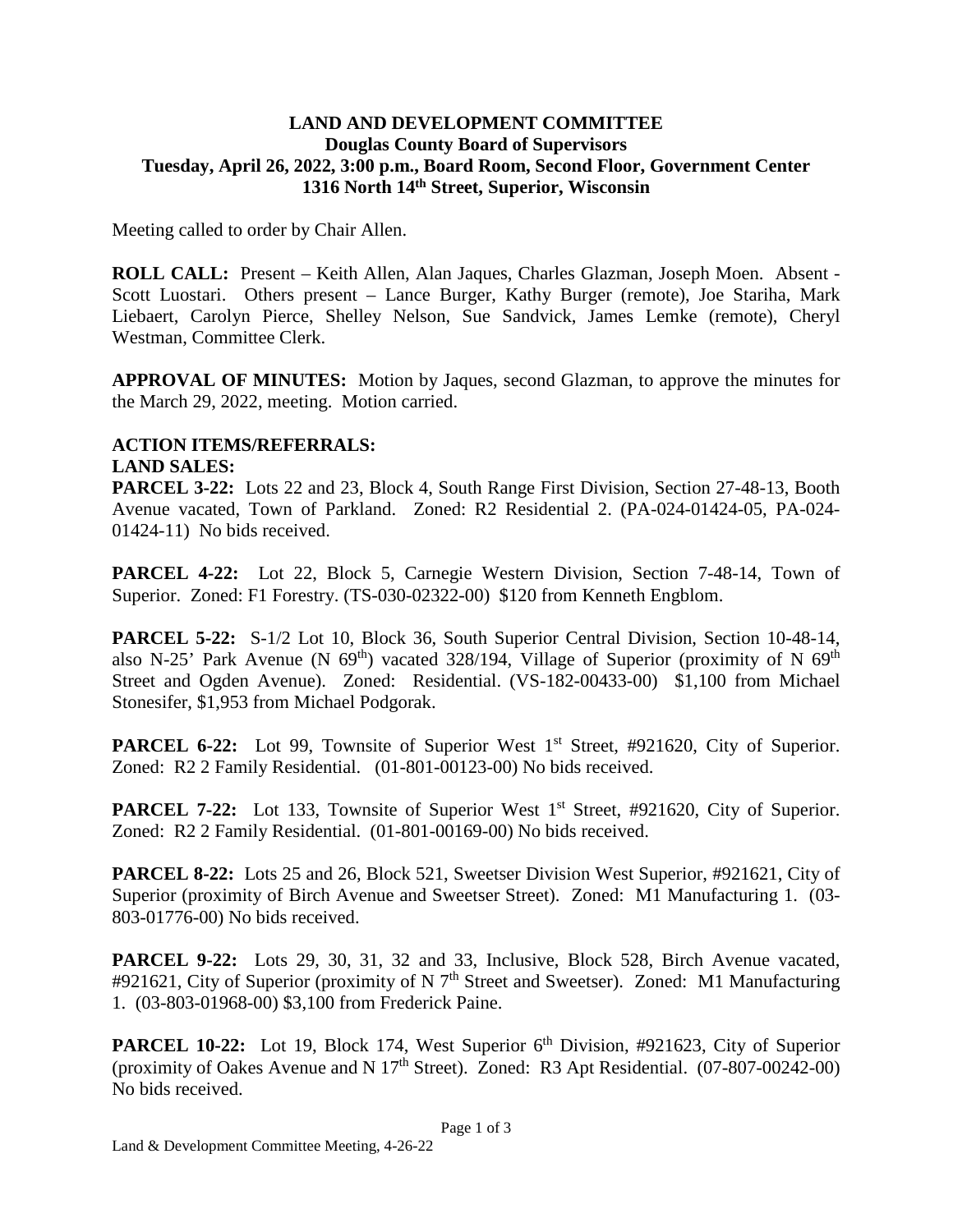**LAND AND DEVELOPMENT COMMITTEE**
**Douglas County Board of Supervisors**
**Tuesday, April 26, 2022, 3:00 p.m., Board Room, Second Floor, Government Center**
**1316 North 14th Street, Superior, Wisconsin**

Meeting called to order by Chair Allen.

**ROLL CALL:** Present – Keith Allen, Alan Jaques, Charles Glazman, Joseph Moen. Absent - Scott Luostari. Others present – Lance Burger, Kathy Burger (remote), Joe Stariha, Mark Liebaert, Carolyn Pierce, Shelley Nelson, Sue Sandvick, James Lemke (remote), Cheryl Westman, Committee Clerk.

**APPROVAL OF MINUTES:** Motion by Jaques, second Glazman, to approve the minutes for the March 29, 2022, meeting. Motion carried.

**ACTION ITEMS/REFERRALS:**
**LAND SALES:**
**PARCEL 3-22:** Lots 22 and 23, Block 4, South Range First Division, Section 27-48-13, Booth Avenue vacated, Town of Parkland. Zoned: R2 Residential 2. (PA-024-01424-05, PA-024-01424-11) No bids received.

**PARCEL 4-22:** Lot 22, Block 5, Carnegie Western Division, Section 7-48-14, Town of Superior. Zoned: F1 Forestry. (TS-030-02322-00) $120 from Kenneth Engblom.

**PARCEL 5-22:** S-1/2 Lot 10, Block 36, South Superior Central Division, Section 10-48-14, also N-25' Park Avenue (N 69th) vacated 328/194, Village of Superior (proximity of N 69th Street and Ogden Avenue). Zoned: Residential. (VS-182-00433-00) $1,100 from Michael Stonesifer, $1,953 from Michael Podgorak.

**PARCEL 6-22:** Lot 99, Townsite of Superior West 1st Street, #921620, City of Superior. Zoned: R2 2 Family Residential. (01-801-00123-00) No bids received.

**PARCEL 7-22:** Lot 133, Townsite of Superior West 1st Street, #921620, City of Superior. Zoned: R2 2 Family Residential. (01-801-00169-00) No bids received.

**PARCEL 8-22:** Lots 25 and 26, Block 521, Sweetser Division West Superior, #921621, City of Superior (proximity of Birch Avenue and Sweetser Street). Zoned: M1 Manufacturing 1. (03-803-01776-00) No bids received.

**PARCEL 9-22:** Lots 29, 30, 31, 32 and 33, Inclusive, Block 528, Birch Avenue vacated, #921621, City of Superior (proximity of N 7th Street and Sweetser). Zoned: M1 Manufacturing 1. (03-803-01968-00) $3,100 from Frederick Paine.

**PARCEL 10-22:** Lot 19, Block 174, West Superior 6th Division, #921623, City of Superior (proximity of Oakes Avenue and N 17th Street). Zoned: R3 Apt Residential. (07-807-00242-00) No bids received.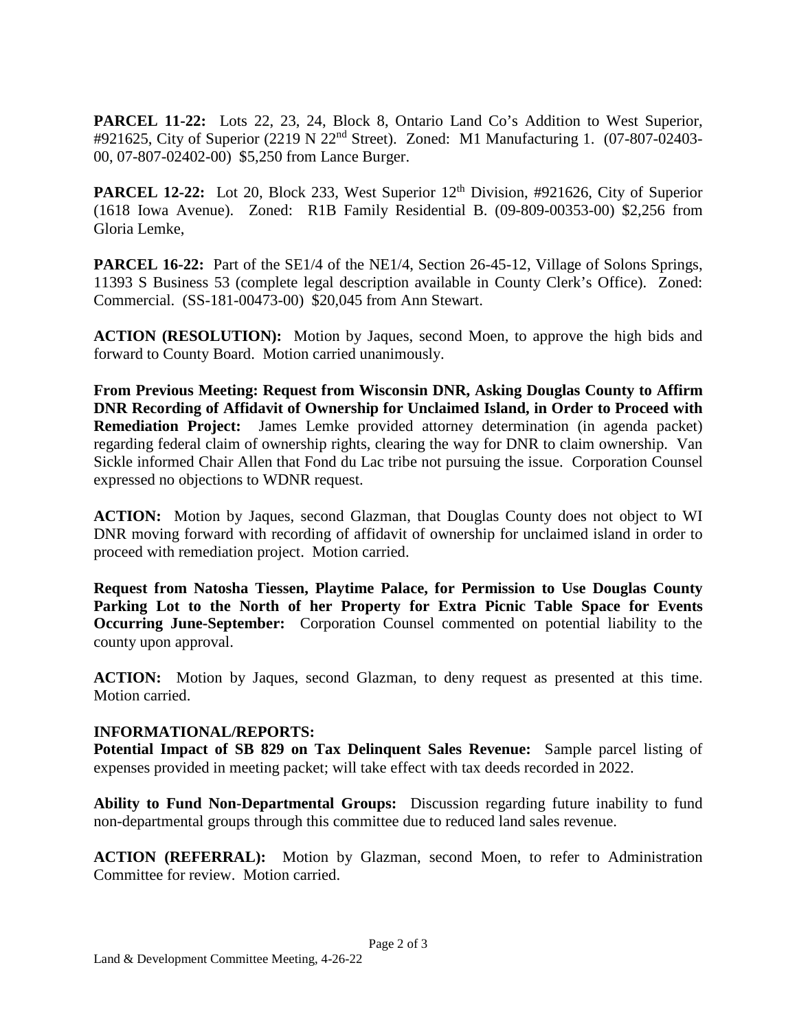**PARCEL 11-22:** Lots 22, 23, 24, Block 8, Ontario Land Co's Addition to West Superior, #921625, City of Superior (2219 N 22nd Street). Zoned: M1 Manufacturing 1. (07-807-02403-00, 07-807-02402-00) $5,250 from Lance Burger.

**PARCEL 12-22:** Lot 20, Block 233, West Superior 12th Division, #921626, City of Superior (1618 Iowa Avenue). Zoned: R1B Family Residential B. (09-809-00353-00) $2,256 from Gloria Lemke,

**PARCEL 16-22:** Part of the SE1/4 of the NE1/4, Section 26-45-12, Village of Solons Springs, 11393 S Business 53 (complete legal description available in County Clerk's Office). Zoned: Commercial. (SS-181-00473-00) $20,045 from Ann Stewart.

**ACTION (RESOLUTION):** Motion by Jaques, second Moen, to approve the high bids and forward to County Board. Motion carried unanimously.

**From Previous Meeting: Request from Wisconsin DNR, Asking Douglas County to Affirm DNR Recording of Affidavit of Ownership for Unclaimed Island, in Order to Proceed with Remediation Project:** James Lemke provided attorney determination (in agenda packet) regarding federal claim of ownership rights, clearing the way for DNR to claim ownership. Van Sickle informed Chair Allen that Fond du Lac tribe not pursuing the issue. Corporation Counsel expressed no objections to WDNR request.

**ACTION:** Motion by Jaques, second Glazman, that Douglas County does not object to WI DNR moving forward with recording of affidavit of ownership for unclaimed island in order to proceed with remediation project. Motion carried.

**Request from Natosha Tiessen, Playtime Palace, for Permission to Use Douglas County Parking Lot to the North of her Property for Extra Picnic Table Space for Events Occurring June-September:** Corporation Counsel commented on potential liability to the county upon approval.

**ACTION:** Motion by Jaques, second Glazman, to deny request as presented at this time. Motion carried.

**INFORMATIONAL/REPORTS:**

**Potential Impact of SB 829 on Tax Delinquent Sales Revenue:** Sample parcel listing of expenses provided in meeting packet; will take effect with tax deeds recorded in 2022.

**Ability to Fund Non-Departmental Groups:** Discussion regarding future inability to fund non-departmental groups through this committee due to reduced land sales revenue.

**ACTION (REFERRAL):** Motion by Glazman, second Moen, to refer to Administration Committee for review. Motion carried.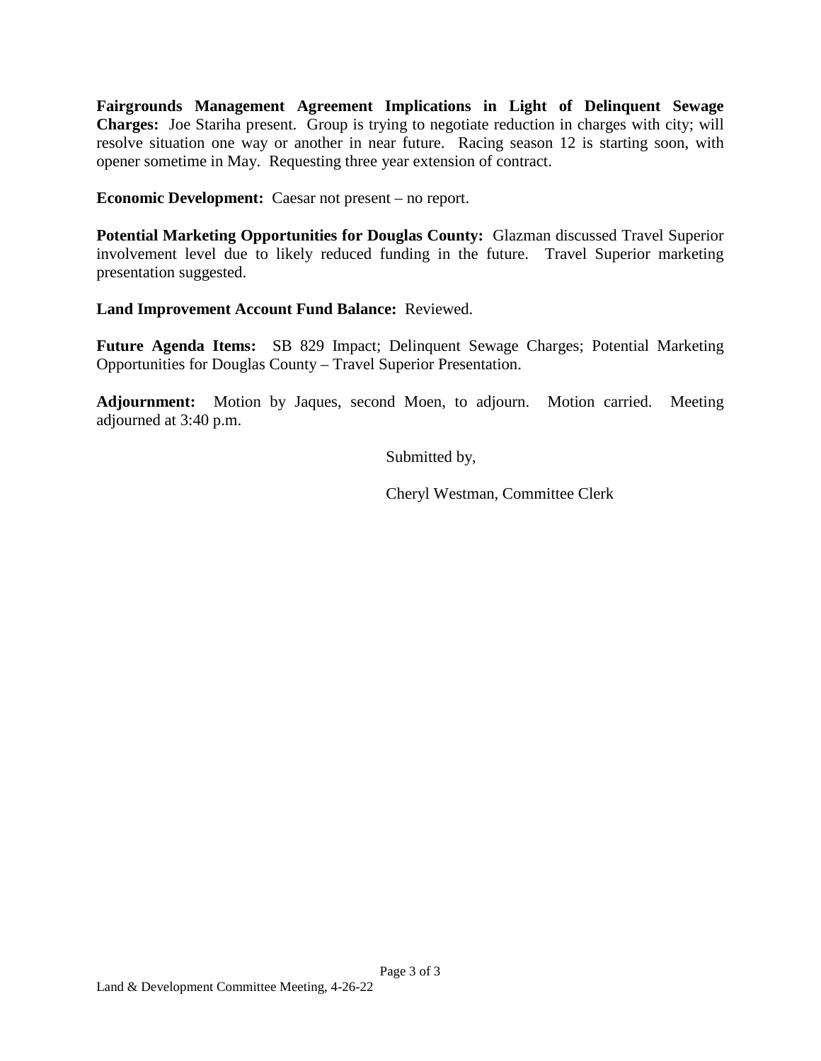**Fairgrounds Management Agreement Implications in Light of Delinquent Sewage Charges:** Joe Stariha present. Group is trying to negotiate reduction in charges with city; will resolve situation one way or another in near future. Racing season 12 is starting soon, with opener sometime in May. Requesting three year extension of contract.

**Economic Development:** Caesar not present – no report.

**Potential Marketing Opportunities for Douglas County:** Glazman discussed Travel Superior involvement level due to likely reduced funding in the future. Travel Superior marketing presentation suggested.

**Land Improvement Account Fund Balance:** Reviewed.

**Future Agenda Items:** SB 829 Impact; Delinquent Sewage Charges; Potential Marketing Opportunities for Douglas County – Travel Superior Presentation.

**Adjournment:** Motion by Jaques, second Moen, to adjourn. Motion carried. Meeting adjourned at 3:40 p.m.

Submitted by,

Cheryl Westman, Committee Clerk